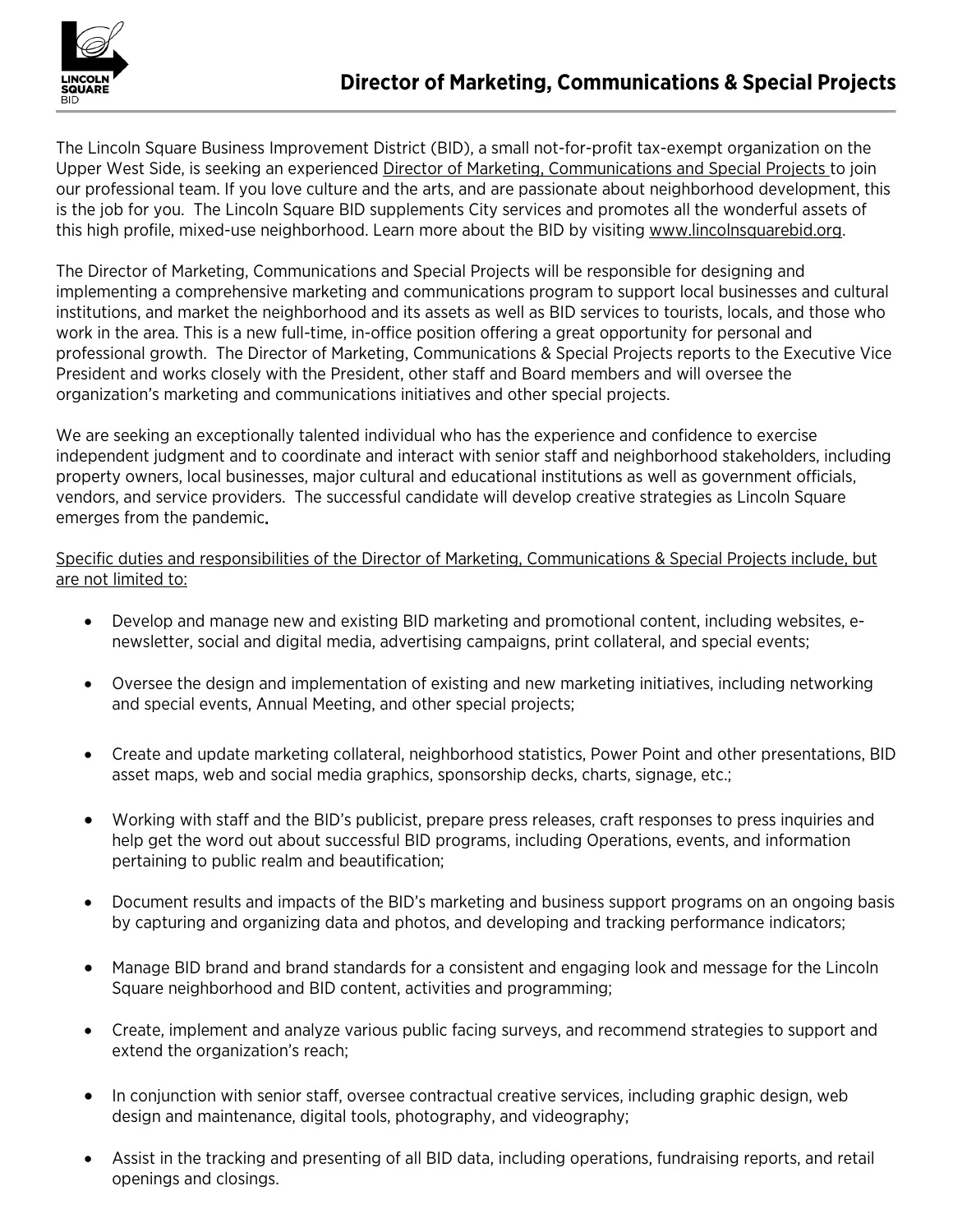# Director of Marketing, Communications & Special Projects

The Lincoln Square Business Improvement District (BID), a small not-for-profit tax-exempt organization on the Upper West Side, is seeking an experienced Director of Marketing, Communications and Special Projects to join our professional team. If you love culture and the arts, and are passionate about neighborhood development, this is the job for you. The Lincoln Square BID supplements City services and promotes all the wonderful assets of this high profile, mixed-use neighborhood. Learn more about the BID by visiting www.lincolnsquarebid.org.

The Director of Marketing, Communications and Special Projects will be responsible for designing and implementing a comprehensive marketing and communications program to support local businesses and cultural institutions, and market the neighborhood and its assets as well as BID services to tourists, locals, and those who work in the area. This is a new full-time, in-office position offering a great opportunity for personal and professional growth. The Director of Marketing, Communications & Special Projects reports to the Executive Vice President and works closely with the President, other staff and Board members and will oversee the organization's marketing and communications initiatives and other special projects.

We are seeking an exceptionally talented individual who has the experience and confidence to exercise independent judgment and to coordinate and interact with senior staff and neighborhood stakeholders, including property owners, local businesses, major cultural and educational institutions as well as government officials, vendors, and service providers. The successful candidate will develop creative strategies as Lincoln Square emerges from the pandemic.

Specific duties and responsibilities of the Director of Marketing, Communications & Special Projects include, but are not limited to:

- Develop and manage new and existing BID marketing and promotional content, including websites, e-newsletter, social and digital media, advertising campaigns, print collateral, and special events;
- Oversee the design and implementation of existing and new marketing initiatives, including networking and special events, Annual Meeting, and other special projects;
- Create and update marketing collateral, neighborhood statistics, Power Point and other presentations, BID asset maps, web and social media graphics, sponsorship decks, charts, signage, etc.;
- Working with staff and the BID's publicist, prepare press releases, craft responses to press inquiries and help get the word out about successful BID programs, including Operations, events, and information pertaining to public realm and beautification;
- Document results and impacts of the BID's marketing and business support programs on an ongoing basis by capturing and organizing data and photos, and developing and tracking performance indicators;
- Manage BID brand and brand standards for a consistent and engaging look and message for the Lincoln Square neighborhood and BID content, activities and programming;
- Create, implement and analyze various public facing surveys, and recommend strategies to support and extend the organization's reach;
- In conjunction with senior staff, oversee contractual creative services, including graphic design, web design and maintenance, digital tools, photography, and videography;
- Assist in the tracking and presenting of all BID data, including operations, fundraising reports, and retail openings and closings.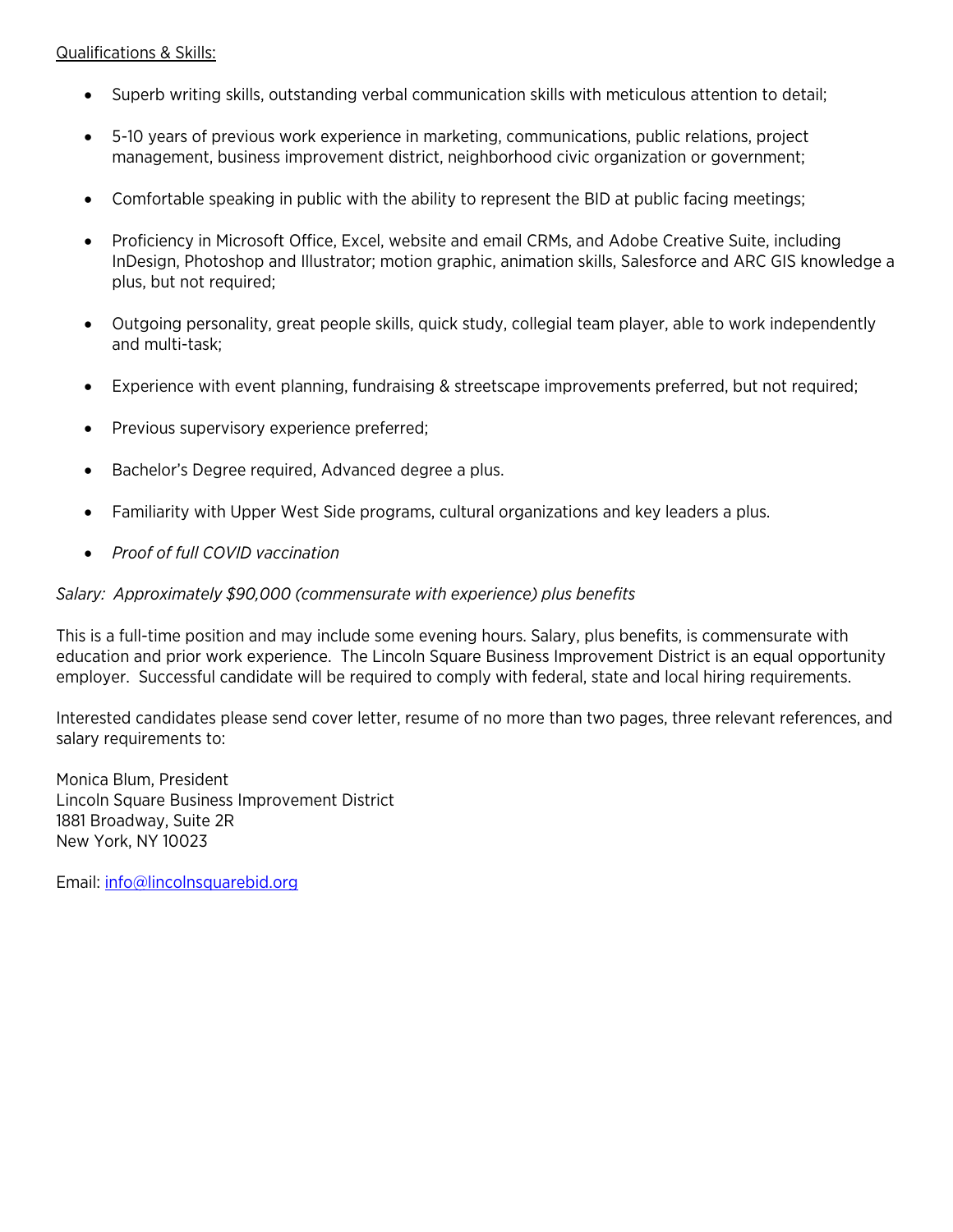Qualifications & Skills:

- Superb writing skills, outstanding verbal communication skills with meticulous attention to detail;
- 5-10 years of previous work experience in marketing, communications, public relations, project management, business improvement district, neighborhood civic organization or government;
- Comfortable speaking in public with the ability to represent the BID at public facing meetings;
- Proficiency in Microsoft Office, Excel, website and email CRMs, and Adobe Creative Suite, including InDesign, Photoshop and Illustrator; motion graphic, animation skills, Salesforce and ARC GIS knowledge a plus, but not required;
- Outgoing personality, great people skills, quick study, collegial team player, able to work independently and multi-task;
- Experience with event planning, fundraising & streetscape improvements preferred, but not required;
- Previous supervisory experience preferred;
- Bachelor's Degree required, Advanced degree a plus.
- Familiarity with Upper West Side programs, cultural organizations and key leaders a plus.
- *Proof of full COVID vaccination*

*Salary: Approximately $90,000 (commensurate with experience) plus benefits*

This is a full-time position and may include some evening hours. Salary, plus benefits, is commensurate with education and prior work experience. The Lincoln Square Business Improvement District is an equal opportunity employer. Successful candidate will be required to comply with federal, state and local hiring requirements.

Interested candidates please send cover letter, resume of no more than two pages, three relevant references, and salary requirements to:

Monica Blum, President
Lincoln Square Business Improvement District
1881 Broadway, Suite 2R
New York, NY 10023

Email: info@lincolnsquarebid.org